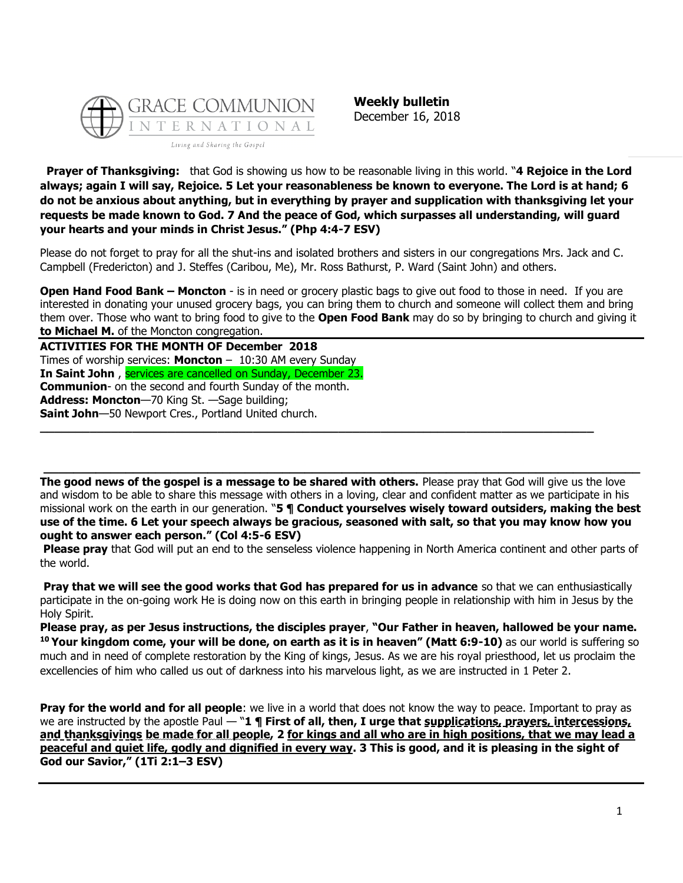GRACE COMMUNION INTERNATIONAL

Living and Sharing the Gospel

**Weekly bulletin**
December 16, 2018

**Prayer of Thanksgiving:** that God is showing us how to be reasonable living in this world. "**4 Rejoice in the Lord always; again I will say, Rejoice. 5 Let your reasonableness be known to everyone. The Lord is at hand; 6 do not be anxious about anything, but in everything by prayer and supplication with thanksgiving let your requests be made known to God. 7 And the peace of God, which surpasses all understanding, will guard your hearts and your minds in Christ Jesus." (Php 4:4-7 ESV)**

Please do not forget to pray for all the shut-ins and isolated brothers and sisters in our congregations Mrs. Jack and C. Campbell (Fredericton) and J. Steffes (Caribou, Me), Mr. Ross Bathurst, P. Ward (Saint John) and others.

**Open Hand Food Bank – Moncton** - is in need or grocery plastic bags to give out food to those in need. If you are interested in donating your unused grocery bags, you can bring them to church and someone will collect them and bring them over. Those who want to bring food to give to the **Open Food Bank** may do so by bringing to church and giving it **to Michael M.** of the Moncton congregation.

---

**ACTIVITIES FOR THE MONTH OF December 2018**

Times of worship services: **Moncton** – 10:30 AM every Sunday
**In Saint John** , services are cancelled on Sunday, December 23.
**Communion**- on the second and fourth Sunday of the month.
**Address: Moncton**—70 King St. —Sage building;
**Saint John**—50 Newport Cres., Portland United church.

---

**The good news of the gospel is a message to be shared with others.** Please pray that God will give us the love and wisdom to be able to share this message with others in a loving, clear and confident matter as we participate in his missional work on the earth in our generation. "**5 ¶ Conduct yourselves wisely toward outsiders, making the best use of the time. 6 Let your speech always be gracious, seasoned with salt, so that you may know how you ought to answer each person." (Col 4:5-6 ESV)**

**Please pray** that God will put an end to the senseless violence happening in North America continent and other parts of the world.

**Pray that we will see the good works that God has prepared for us in advance** so that we can enthusiastically participate in the on-going work He is doing now on this earth in bringing people in relationship with him in Jesus by the Holy Spirit.

**Please pray, as per Jesus instructions, the disciples prayer**, **"Our Father in heaven, hallowed be your name. 10 Your kingdom come, your will be done, on earth as it is in heaven" (Matt 6:9-10)** as our world is suffering so much and in need of complete restoration by the King of kings, Jesus. As we are his royal priesthood, let us proclaim the excellencies of him who called us out of darkness into his marvelous light, as we are instructed in 1 Peter 2.

**Pray for the world and for all people**: we live in a world that does not know the way to peace. Important to pray as we are instructed by the apostle Paul — "**1 ¶ First of all, then, I urge that <u>supplications, prayers, intercessions, and thanksgivings</u> be made for all people, 2 <u>for kings and all who are in high positions, that we may lead a peaceful and quiet life, godly and dignified in every way</u>. 3 This is good, and it is pleasing in the sight of God our Savior," (1Ti 2:1–3 ESV)**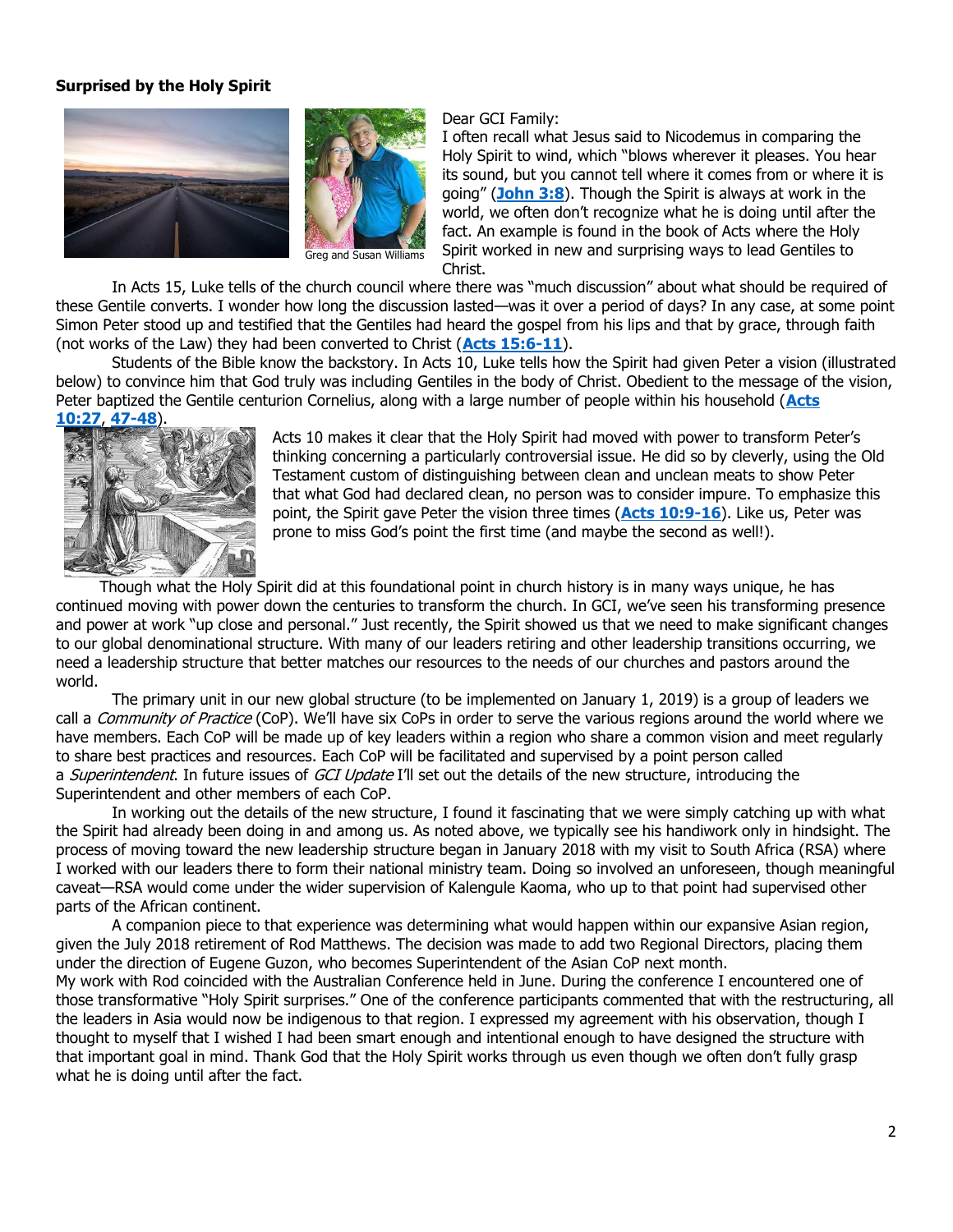**Surprised by the Holy Spirit**

Greg and Susan Williams

Dear GCI Family:

I often recall what Jesus said to Nicodemus in comparing the Holy Spirit to wind, which "blows wherever it pleases. You hear its sound, but you cannot tell where it comes from or where it is going" (**John 3:8**). Though the Spirit is always at work in the world, we often don't recognize what he is doing until after the fact. An example is found in the book of Acts where the Holy Spirit worked in new and surprising ways to lead Gentiles to Christ.

In Acts 15, Luke tells of the church council where there was "much discussion" about what should be required of these Gentile converts. I wonder how long the discussion lasted—was it over a period of days? In any case, at some point Simon Peter stood up and testified that the Gentiles had heard the gospel from his lips and that by grace, through faith (not works of the Law) they had been converted to Christ (**Acts 15:6-11**).

Students of the Bible know the backstory. In Acts 10, Luke tells how the Spirit had given Peter a vision (illustrated below) to convince him that God truly was including Gentiles in the body of Christ. Obedient to the message of the vision, Peter baptized the Gentile centurion Cornelius, along with a large number of people within his household (**Acts 10:27**, **47-48**).

Acts 10 makes it clear that the Holy Spirit had moved with power to transform Peter's thinking concerning a particularly controversial issue. He did so by cleverly, using the Old Testament custom of distinguishing between clean and unclean meats to show Peter that what God had declared clean, no person was to consider impure. To emphasize this point, the Spirit gave Peter the vision three times (**Acts 10:9-16**). Like us, Peter was prone to miss God's point the first time (and maybe the second as well!).

Though what the Holy Spirit did at this foundational point in church history is in many ways unique, he has continued moving with power down the centuries to transform the church. In GCI, we've seen his transforming presence and power at work "up close and personal." Just recently, the Spirit showed us that we need to make significant changes to our global denominational structure. With many of our leaders retiring and other leadership transitions occurring, we need a leadership structure that better matches our resources to the needs of our churches and pastors around the world.

The primary unit in our new global structure (to be implemented on January 1, 2019) is a group of leaders we call a *Community of Practice* (CoP). We'll have six CoPs in order to serve the various regions around the world where we have members. Each CoP will be made up of key leaders within a region who share a common vision and meet regularly to share best practices and resources. Each CoP will be facilitated and supervised by a point person called a *Superintendent*. In future issues of *GCI Update* I'll set out the details of the new structure, introducing the Superintendent and other members of each CoP.

In working out the details of the new structure, I found it fascinating that we were simply catching up with what the Spirit had already been doing in and among us. As noted above, we typically see his handiwork only in hindsight. The process of moving toward the new leadership structure began in January 2018 with my visit to South Africa (RSA) where I worked with our leaders there to form their national ministry team. Doing so involved an unforeseen, though meaningful caveat—RSA would come under the wider supervision of Kalengule Kaoma, who up to that point had supervised other parts of the African continent.

A companion piece to that experience was determining what would happen within our expansive Asian region, given the July 2018 retirement of Rod Matthews. The decision was made to add two Regional Directors, placing them under the direction of Eugene Guzon, who becomes Superintendent of the Asian CoP next month.

My work with Rod coincided with the Australian Conference held in June. During the conference I encountered one of those transformative "Holy Spirit surprises." One of the conference participants commented that with the restructuring, all the leaders in Asia would now be indigenous to that region. I expressed my agreement with his observation, though I thought to myself that I wished I had been smart enough and intentional enough to have designed the structure with that important goal in mind. Thank God that the Holy Spirit works through us even though we often don't fully grasp what he is doing until after the fact.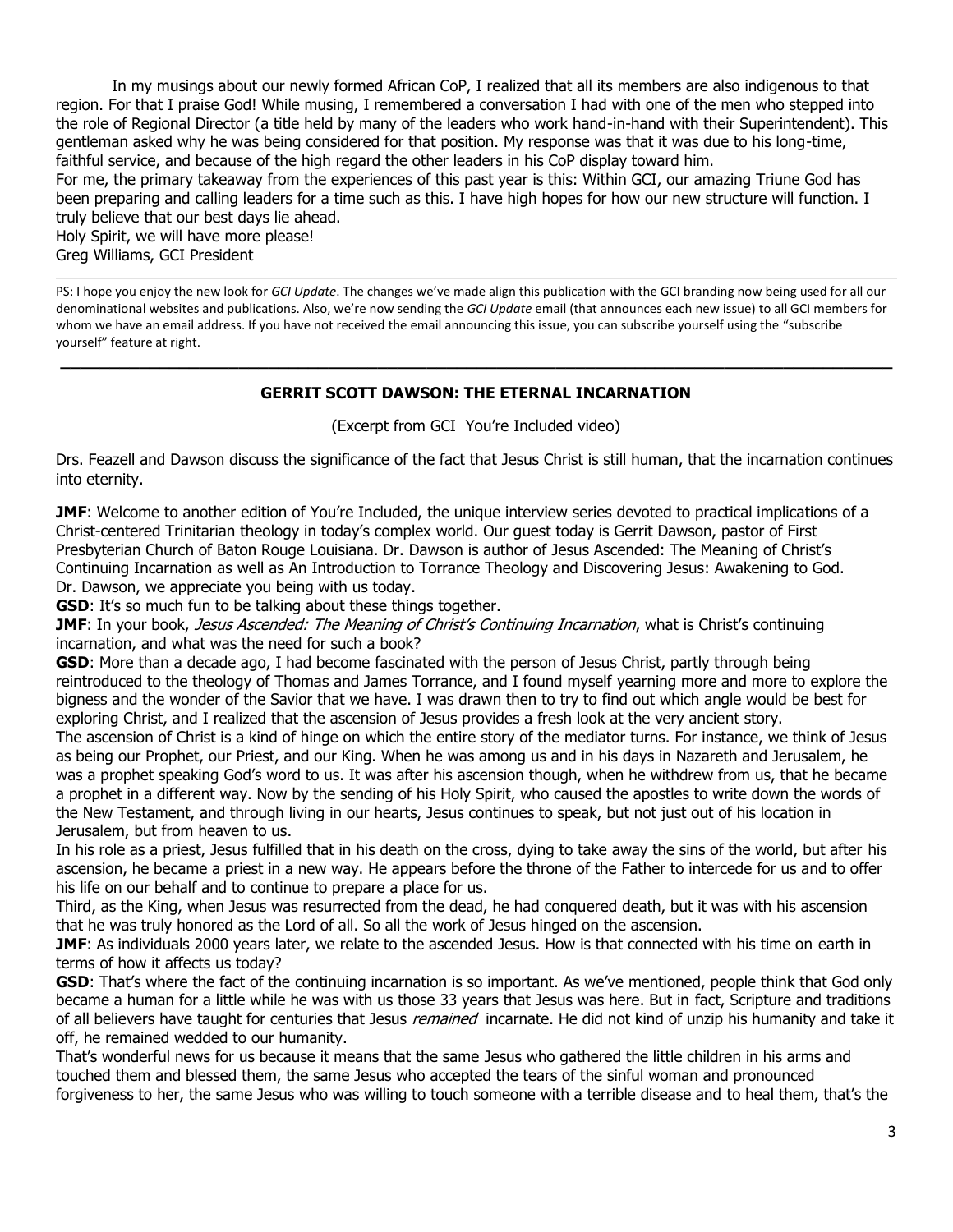In my musings about our newly formed African CoP, I realized that all its members are also indigenous to that region. For that I praise God! While musing, I remembered a conversation I had with one of the men who stepped into the role of Regional Director (a title held by many of the leaders who work hand-in-hand with their Superintendent). This gentleman asked why he was being considered for that position. My response was that it was due to his long-time, faithful service, and because of the high regard the other leaders in his CoP display toward him.

For me, the primary takeaway from the experiences of this past year is this: Within GCI, our amazing Triune God has been preparing and calling leaders for a time such as this. I have high hopes for how our new structure will function. I truly believe that our best days lie ahead.

Holy Spirit, we will have more please!

Greg Williams, GCI President

---

PS: I hope you enjoy the new look for *GCI Update*. The changes we've made align this publication with the GCI branding now being used for all our denominational websites and publications. Also, we're now sending the *GCI Update* email (that announces each new issue) to all GCI members for whom we have an email address. If you have not received the email announcing this issue, you can subscribe yourself using the "subscribe yourself" feature at right.

---

## GERRIT SCOTT DAWSON: THE ETERNAL INCARNATION

(Excerpt from GCI You're Included video)

Drs. Feazell and Dawson discuss the significance of the fact that Jesus Christ is still human, that the incarnation continues into eternity.

**JMF**: Welcome to another edition of You're Included, the unique interview series devoted to practical implications of a Christ-centered Trinitarian theology in today's complex world. Our guest today is Gerrit Dawson, pastor of First Presbyterian Church of Baton Rouge Louisiana. Dr. Dawson is author of Jesus Ascended: The Meaning of Christ's Continuing Incarnation as well as An Introduction to Torrance Theology and Discovering Jesus: Awakening to God. Dr. Dawson, we appreciate you being with us today.

**GSD**: It's so much fun to be talking about these things together.

**JMF**: In your book, *Jesus Ascended: The Meaning of Christ's Continuing Incarnation*, what is Christ's continuing incarnation, and what was the need for such a book?

**GSD**: More than a decade ago, I had become fascinated with the person of Jesus Christ, partly through being reintroduced to the theology of Thomas and James Torrance, and I found myself yearning more and more to explore the bigness and the wonder of the Savior that we have. I was drawn then to try to find out which angle would be best for exploring Christ, and I realized that the ascension of Jesus provides a fresh look at the very ancient story.

The ascension of Christ is a kind of hinge on which the entire story of the mediator turns. For instance, we think of Jesus as being our Prophet, our Priest, and our King. When he was among us and in his days in Nazareth and Jerusalem, he was a prophet speaking God's word to us. It was after his ascension though, when he withdrew from us, that he became a prophet in a different way. Now by the sending of his Holy Spirit, who caused the apostles to write down the words of the New Testament, and through living in our hearts, Jesus continues to speak, but not just out of his location in Jerusalem, but from heaven to us.

In his role as a priest, Jesus fulfilled that in his death on the cross, dying to take away the sins of the world, but after his ascension, he became a priest in a new way. He appears before the throne of the Father to intercede for us and to offer his life on our behalf and to continue to prepare a place for us.

Third, as the King, when Jesus was resurrected from the dead, he had conquered death, but it was with his ascension that he was truly honored as the Lord of all. So all the work of Jesus hinged on the ascension.

**JMF**: As individuals 2000 years later, we relate to the ascended Jesus. How is that connected with his time on earth in terms of how it affects us today?

**GSD**: That's where the fact of the continuing incarnation is so important. As we've mentioned, people think that God only became a human for a little while he was with us those 33 years that Jesus was here. But in fact, Scripture and traditions of all believers have taught for centuries that Jesus *remained* incarnate. He did not kind of unzip his humanity and take it off, he remained wedded to our humanity.

That's wonderful news for us because it means that the same Jesus who gathered the little children in his arms and touched them and blessed them, the same Jesus who accepted the tears of the sinful woman and pronounced forgiveness to her, the same Jesus who was willing to touch someone with a terrible disease and to heal them, that's the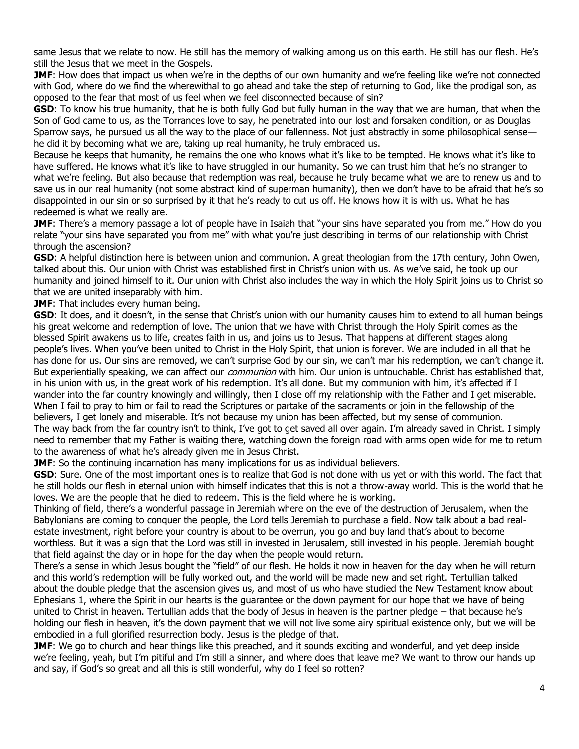same Jesus that we relate to now. He still has the memory of walking among us on this earth. He still has our flesh. He's still the Jesus that we meet in the Gospels.

**JMF**: How does that impact us when we're in the depths of our own humanity and we're feeling like we're not connected with God, where do we find the wherewithal to go ahead and take the step of returning to God, like the prodigal son, as opposed to the fear that most of us feel when we feel disconnected because of sin?

**GSD**: To know his true humanity, that he is both fully God but fully human in the way that we are human, that when the Son of God came to us, as the Torrances love to say, he penetrated into our lost and forsaken condition, or as Douglas Sparrow says, he pursued us all the way to the place of our fallenness. Not just abstractly in some philosophical sense—he did it by becoming what we are, taking up real humanity, he truly embraced us.

Because he keeps that humanity, he remains the one who knows what it's like to be tempted. He knows what it's like to have suffered. He knows what it's like to have struggled in our humanity. So we can trust him that he's no stranger to what we're feeling. But also because that redemption was real, because he truly became what we are to renew us and to save us in our real humanity (not some abstract kind of superman humanity), then we don't have to be afraid that he's so disappointed in our sin or so surprised by it that he's ready to cut us off. He knows how it is with us. What he has redeemed is what we really are.

**JMF**: There's a memory passage a lot of people have in Isaiah that "your sins have separated you from me." How do you relate "your sins have separated you from me" with what you're just describing in terms of our relationship with Christ through the ascension?

**GSD**: A helpful distinction here is between union and communion. A great theologian from the 17th century, John Owen, talked about this. Our union with Christ was established first in Christ's union with us. As we've said, he took up our humanity and joined himself to it. Our union with Christ also includes the way in which the Holy Spirit joins us to Christ so that we are united inseparably with him.

**JMF**: That includes every human being.

**GSD**: It does, and it doesn't, in the sense that Christ's union with our humanity causes him to extend to all human beings his great welcome and redemption of love. The union that we have with Christ through the Holy Spirit comes as the blessed Spirit awakens us to life, creates faith in us, and joins us to Jesus. That happens at different stages along people's lives. When you've been united to Christ in the Holy Spirit, that union is forever. We are included in all that he has done for us. Our sins are removed, we can't surprise God by our sin, we can't mar his redemption, we can't change it. But experientially speaking, we can affect our *communion* with him. Our union is untouchable. Christ has established that, in his union with us, in the great work of his redemption. It's all done. But my communion with him, it's affected if I wander into the far country knowingly and willingly, then I close off my relationship with the Father and I get miserable. When I fail to pray to him or fail to read the Scriptures or partake of the sacraments or join in the fellowship of the believers, I get lonely and miserable. It's not because my union has been affected, but my sense of communion.

The way back from the far country isn't to think, I've got to get saved all over again. I'm already saved in Christ. I simply need to remember that my Father is waiting there, watching down the foreign road with arms open wide for me to return to the awareness of what he's already given me in Jesus Christ.

**JMF**: So the continuing incarnation has many implications for us as individual believers.

**GSD**: Sure. One of the most important ones is to realize that God is not done with us yet or with this world. The fact that he still holds our flesh in eternal union with himself indicates that this is not a throw-away world. This is the world that he loves. We are the people that he died to redeem. This is the field where he is working.

Thinking of field, there's a wonderful passage in Jeremiah where on the eve of the destruction of Jerusalem, when the Babylonians are coming to conquer the people, the Lord tells Jeremiah to purchase a field. Now talk about a bad real-estate investment, right before your country is about to be overrun, you go and buy land that's about to become worthless. But it was a sign that the Lord was still in invested in Jerusalem, still invested in his people. Jeremiah bought that field against the day or in hope for the day when the people would return.

There's a sense in which Jesus bought the "field" of our flesh. He holds it now in heaven for the day when he will return and this world's redemption will be fully worked out, and the world will be made new and set right. Tertullian talked about the double pledge that the ascension gives us, and most of us who have studied the New Testament know about Ephesians 1, where the Spirit in our hearts is the guarantee or the down payment for our hope that we have of being united to Christ in heaven. Tertullian adds that the body of Jesus in heaven is the partner pledge – that because he's holding our flesh in heaven, it's the down payment that we will not live some airy spiritual existence only, but we will be embodied in a full glorified resurrection body. Jesus is the pledge of that.

**JMF**: We go to church and hear things like this preached, and it sounds exciting and wonderful, and yet deep inside we're feeling, yeah, but I'm pitiful and I'm still a sinner, and where does that leave me? We want to throw our hands up and say, if God's so great and all this is still wonderful, why do I feel so rotten?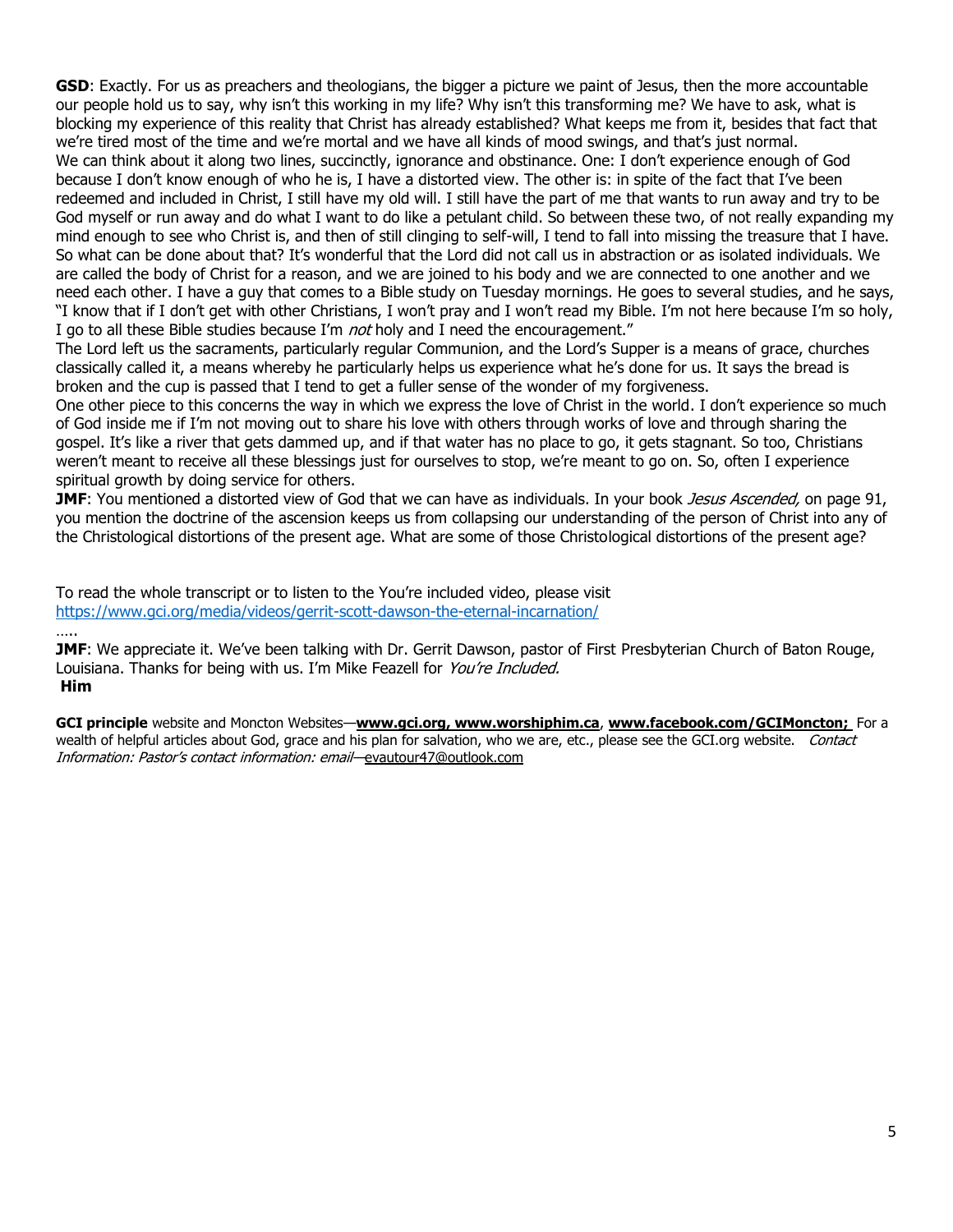**GSD**: Exactly. For us as preachers and theologians, the bigger a picture we paint of Jesus, then the more accountable our people hold us to say, why isn't this working in my life? Why isn't this transforming me? We have to ask, what is blocking my experience of this reality that Christ has already established? What keeps me from it, besides that fact that we're tired most of the time and we're mortal and we have all kinds of mood swings, and that's just normal.

We can think about it along two lines, succinctly, ignorance and obstinance. One: I don't experience enough of God because I don't know enough of who he is, I have a distorted view. The other is: in spite of the fact that I've been redeemed and included in Christ, I still have my old will. I still have the part of me that wants to run away and try to be God myself or run away and do what I want to do like a petulant child. So between these two, of not really expanding my mind enough to see who Christ is, and then of still clinging to self-will, I tend to fall into missing the treasure that I have.

So what can be done about that? It's wonderful that the Lord did not call us in abstraction or as isolated individuals. We are called the body of Christ for a reason, and we are joined to his body and we are connected to one another and we need each other. I have a guy that comes to a Bible study on Tuesday mornings. He goes to several studies, and he says, "I know that if I don't get with other Christians, I won't pray and I won't read my Bible. I'm not here because I'm so holy, I go to all these Bible studies because I'm *not* holy and I need the encouragement."

The Lord left us the sacraments, particularly regular Communion, and the Lord's Supper is a means of grace, churches classically called it, a means whereby he particularly helps us experience what he's done for us. It says the bread is broken and the cup is passed that I tend to get a fuller sense of the wonder of my forgiveness.

One other piece to this concerns the way in which we express the love of Christ in the world. I don't experience so much of God inside me if I'm not moving out to share his love with others through works of love and through sharing the gospel. It's like a river that gets dammed up, and if that water has no place to go, it gets stagnant. So too, Christians weren't meant to receive all these blessings just for ourselves to stop, we're meant to go on. So, often I experience spiritual growth by doing service for others.

**JMF**: You mentioned a distorted view of God that we can have as individuals. In your book *Jesus Ascended,* on page 91, you mention the doctrine of the ascension keeps us from collapsing our understanding of the person of Christ into any of the Christological distortions of the present age. What are some of those Christological distortions of the present age?

To read the whole transcript or to listen to the You're included video, please visit https://www.gci.org/media/videos/gerrit-scott-dawson-the-eternal-incarnation/

…..

**JMF**: We appreciate it. We've been talking with Dr. Gerrit Dawson, pastor of First Presbyterian Church of Baton Rouge, Louisiana. Thanks for being with us. I'm Mike Feazell for *You're Included.*

**Him**

**GCI principle** website and Moncton Websites—**www.gci.org, www.worshiphim.ca**, **www.facebook.com/GCIMoncton;** For a wealth of helpful articles about God, grace and his plan for salvation, who we are, etc., please see the GCI.org website. *Contact Information: Pastor's contact information: email*—evautour47@outlook.com